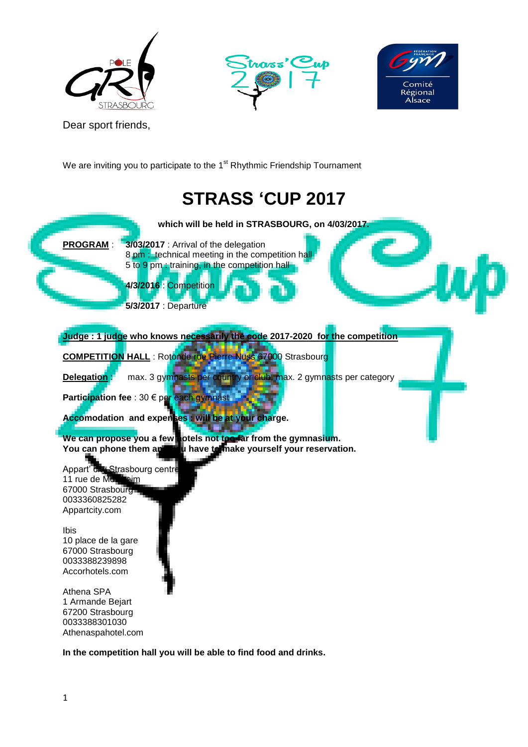Dear sport friends,

We are inviting you to participate to the 1st Rhythmic Friendship Tournament

# STRASS 'CUP 2017

**which will be held in STRASBOURG, on 4/03/2017.**

**PROGRAM** : **3/03/2017** : Arrival of the delegation
8 pm : technical meeting in the competition hall
5 to 9 pm : training, in the competition hall

**4/3/2016** : Competition

**5/3/2017** : Departure

**Judge : 1 judge who knows necessarily the code 2017-2020 for the competition**

**COMPETITION HALL** : Rotonde rue Pierre Nuss 67000 Strasbourg

**Delegation** : max. 3 gymnasts per country or club, max. 2 gymnasts per category

**Participation fee** : 30 € per each gymnast

**Accomodation and expenses : will be at your charge.**

**We can propose you a few hotels not too far from the gymnasium.**
**You can phone them and you have to make yourself your reservation.**

Appart' city Strasbourg centre
11 rue de Molsheim
67000 Strasbourg
0033360825282
Appartcity.com

Ibis
10 place de la gare
67000 Strasbourg
0033388239898
Accorhotels.com

Athena SPA
1 Armande Bejart
67200 Strasbourg
0033388301030
Athenaspahotel.com

**In the competition hall you will be able to find food and drinks.**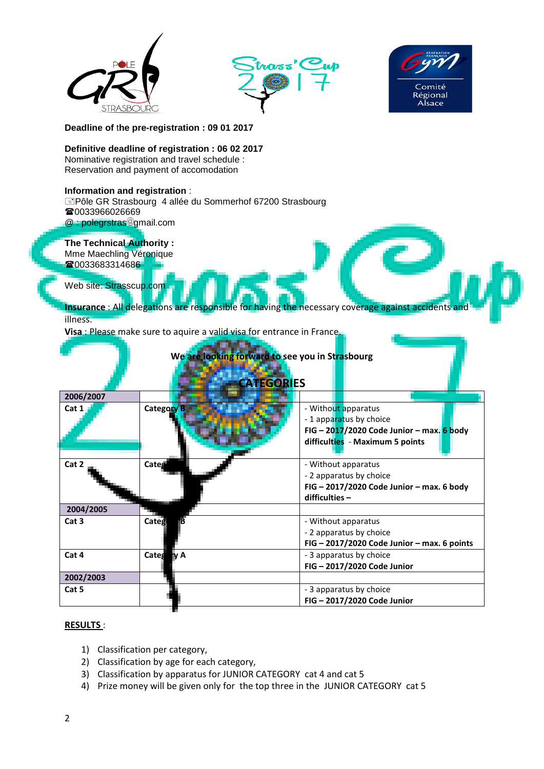**Deadline of the pre-registration : 09 01 2017**

**Definitive deadline of registration : 06 02 2017**
Nominative registration and travel schedule :
Reservation and payment of accomodation

**Information and registration** :
Pôle GR Strasbourg 4 allée du Sommerhof 67200 Strasbourg
☎0033966026669
@ : polegrstras@gmail.com

**The Technical Authority :**
Mme Maechling Véronique
☎0033683314686

Web site: Strasscup.com

**Insurance** : All delegations are responsible for having the necessary coverage against accidents and illness.
**Visa** : Please make sure to aquire a valid visa for entrance in France.

**We are looking forward to see you in Strasbourg**

## CATEGORIES

| **2006/2007** | | |
|---|---|---|
| **Cat 1** | **Category B** | - Without apparatus<br>- 1 apparatus by choice<br>**FIG – 2017/2020 Code Junior – max. 6 body difficulties - Maximum 5 points** |
| **Cat 2** | **Category A** | - Without apparatus<br>- 2 apparatus by choice<br>**FIG – 2017/2020 Code Junior – max. 6 body difficulties –** |
| **2004/2005** | | |
| **Cat 3** | **Category B** | - Without apparatus<br>- 2 apparatus by choice<br>**FIG – 2017/2020 Code Junior – max. 6 points** |
| **Cat 4** | **Category A** | - 3 apparatus by choice<br>**FIG – 2017/2020 Code Junior** |
| **2002/2003** | | |
| **Cat 5** | | - 3 apparatus by choice<br>**FIG – 2017/2020 Code Junior** |

**RESULTS** :

1) Classification per category,
2) Classification by age for each category,
3) Classification by apparatus for JUNIOR CATEGORY cat 4 and cat 5
4) Prize money will be given only for the top three in the JUNIOR CATEGORY cat 5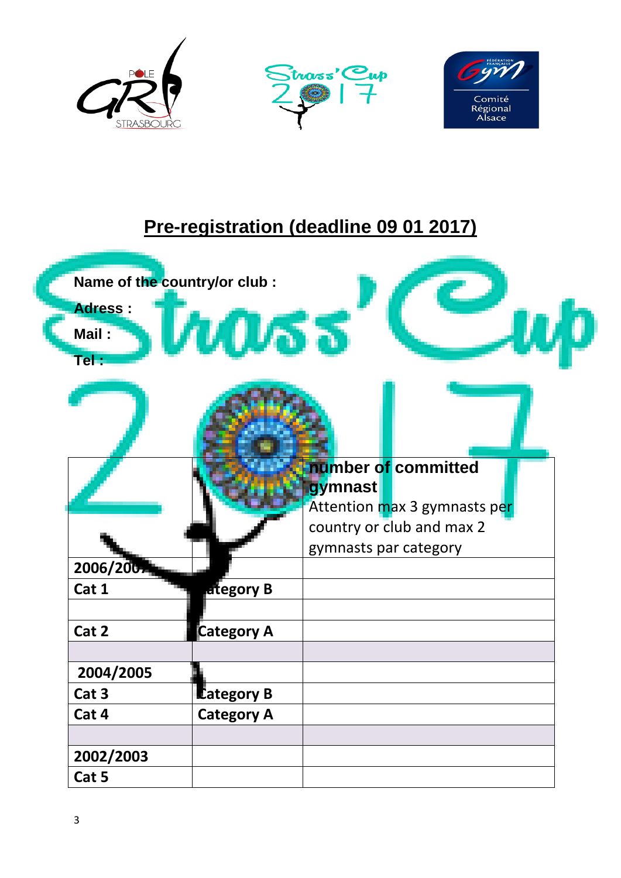## Pre-registration (deadline 09 01 2017)

**Name of the country/or club :**

**Adress :**

**Mail :**

**Tel :**

| | | **number of committed gymnast** Attention max 3 gymnasts per country or club and max 2 gymnasts par category |
|---|---|---|
| **2006/2007** | | |
| **Cat 1** | **Category B** | |
| | | |
| **Cat 2** | **Category A** | |
| | | |
| **2004/2005** | | |
| **Cat 3** | **Category B** | |
| **Cat 4** | **Category A** | |
| | | |
| **2002/2003** | | |
| **Cat 5** | | |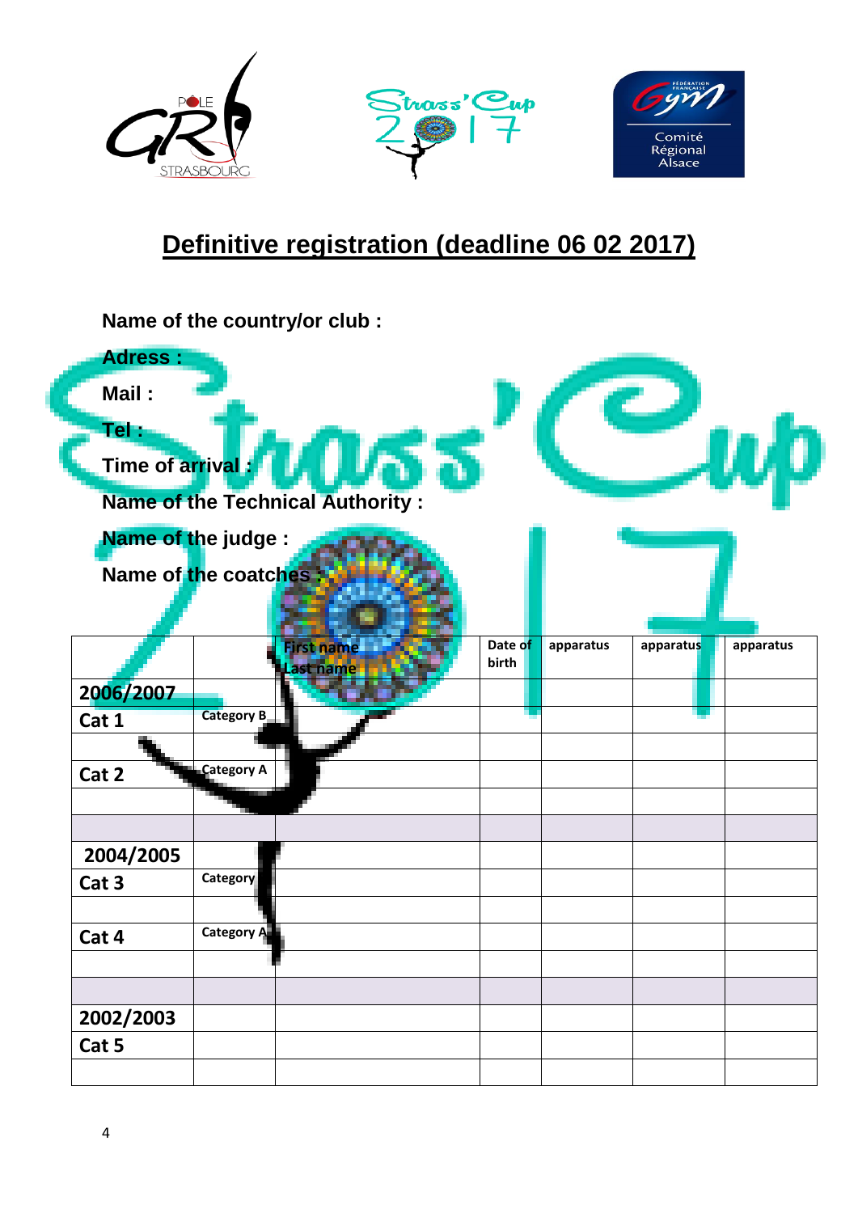# Definitive registration (deadline 06 02 2017)

**Name of the country/or club :**

**Adress :**

**Mail :**

**Tel :**

**Time of arrival :**

**Name of the Technical Authority :**

**Name of the judge :**

**Name of the coatches :**

| | | First name Last name | Date of birth | apparatus | apparatus | apparatus |
|---|---|---|---|---|---|---|
| 2006/2007 | | | | | | |
| Cat 1 | Category B | | | | | |
| | | | | | | |
| Cat 2 | Category A | | | | | |
| | | | | | | |
| | | | | | | |
| 2004/2005 | | | | | | |
| Cat 3 | Category | | | | | |
| | | | | | | |
| Cat 4 | Category A | | | | | |
| | | | | | | |
| | | | | | | |
| 2002/2003 | | | | | | |
| Cat 5 | | | | | | |
| | | | | | | |